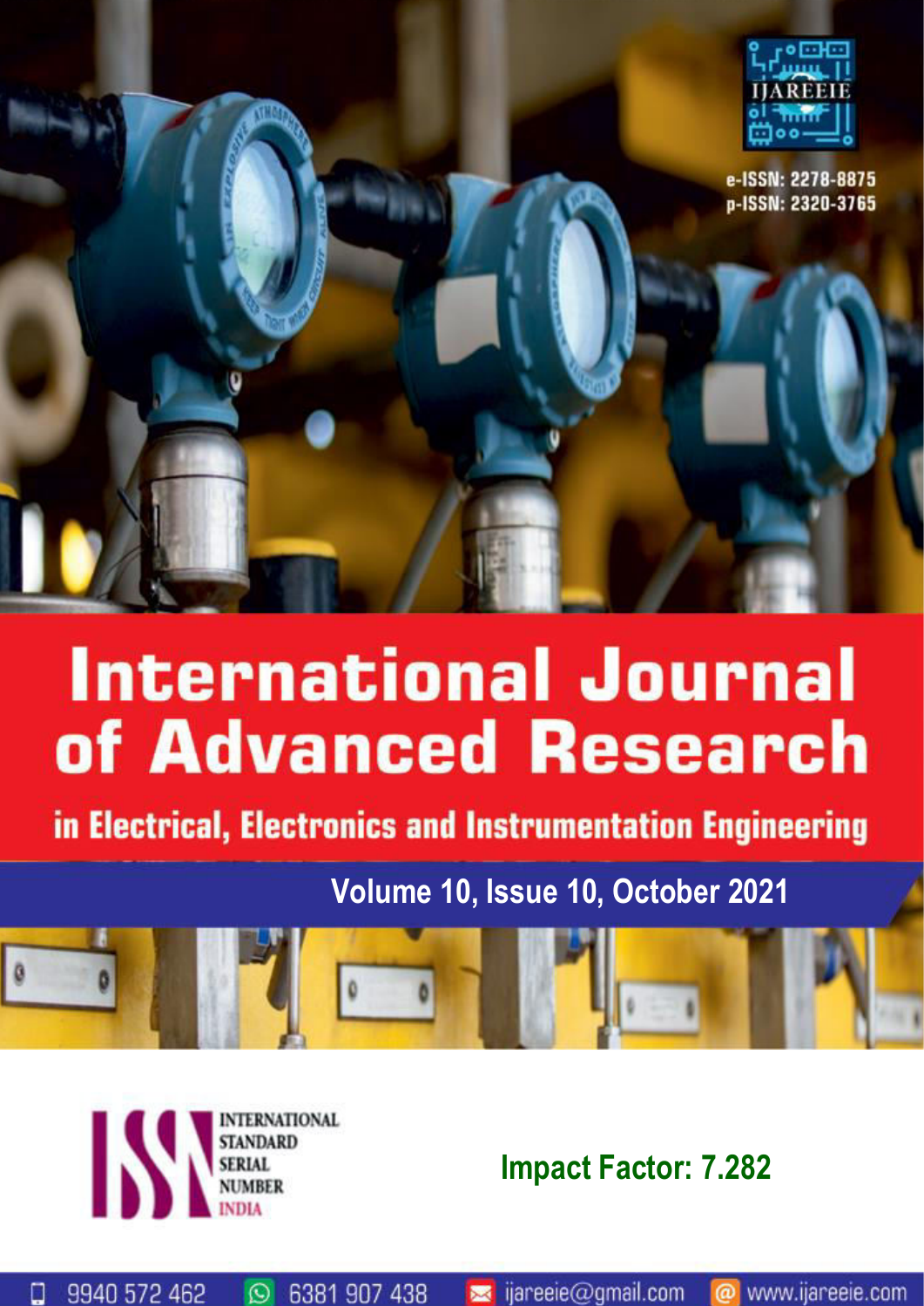IJAREEIE

e-ISSN: 2278-8875
p-ISSN: 2320-3765

# International Journal of Advanced Research

## in Electrical, Electronics and Instrumentation Engineering

**Volume 10, Issue 10, October 2021**

INTERNATIONAL STANDARD SERIAL NUMBER INDIA

**Impact Factor: 7.282**

9940 572 462 | 6381 907 438 | ijareeie@gmail.com | www.ijareeie.com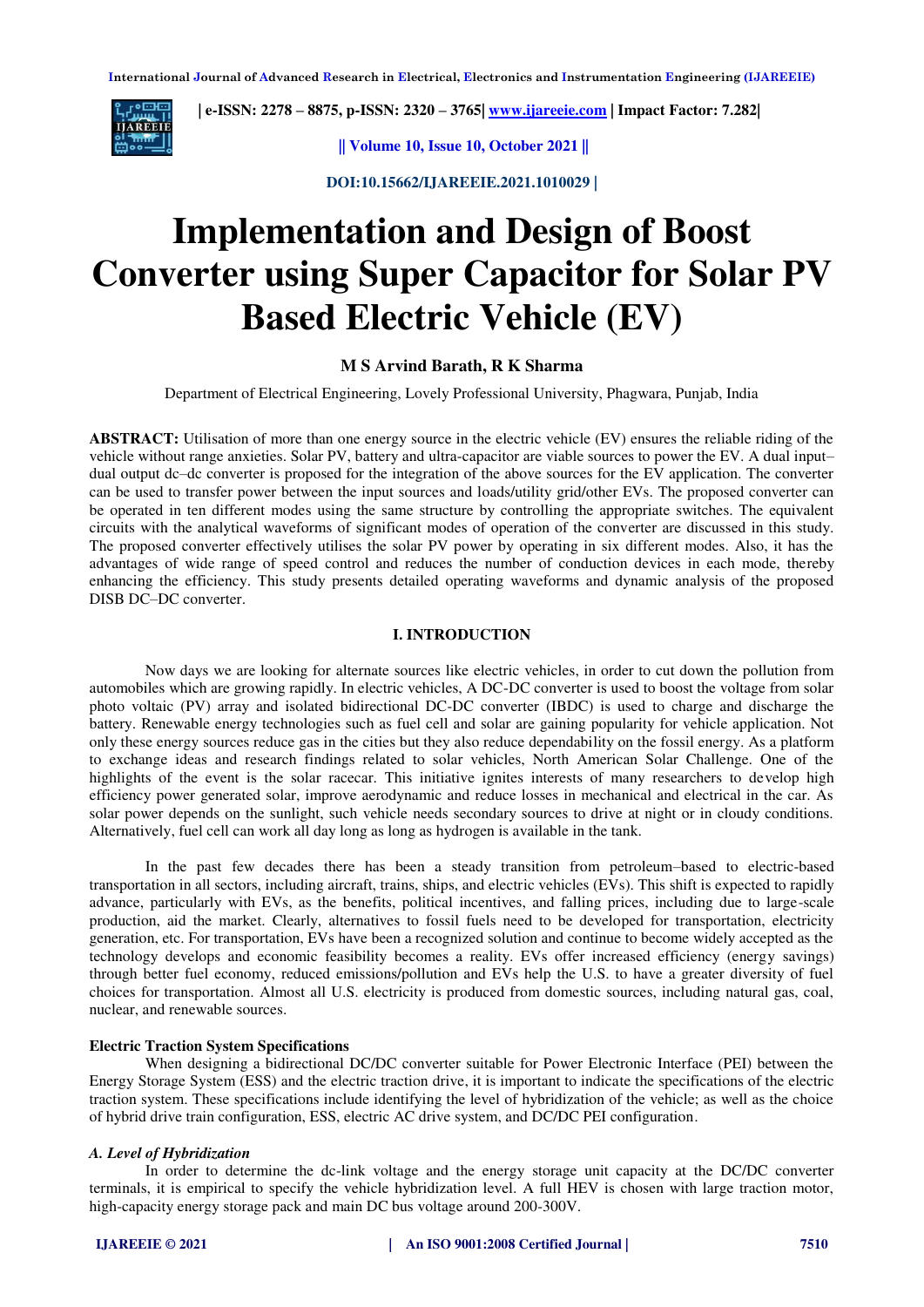# Implementation and Design of Boost Converter using Super Capacitor for Solar PV Based Electric Vehicle (EV)

**M S Arvind Barath, R K Sharma**

Department of Electrical Engineering, Lovely Professional University, Phagwara, Punjab, India

**ABSTRACT:** Utilisation of more than one energy source in the electric vehicle (EV) ensures the reliable riding of the vehicle without range anxieties. Solar PV, battery and ultra-capacitor are viable sources to power the EV. A dual input–dual output dc–dc converter is proposed for the integration of the above sources for the EV application. The converter can be used to transfer power between the input sources and loads/utility grid/other EVs. The proposed converter can be operated in ten different modes using the same structure by controlling the appropriate switches. The equivalent circuits with the analytical waveforms of significant modes of operation of the converter are discussed in this study. The proposed converter effectively utilises the solar PV power by operating in six different modes. Also, it has the advantages of wide range of speed control and reduces the number of conduction devices in each mode, thereby enhancing the efficiency. This study presents detailed operating waveforms and dynamic analysis of the proposed DISB DC–DC converter.

## I. INTRODUCTION

Now days we are looking for alternate sources like electric vehicles, in order to cut down the pollution from automobiles which are growing rapidly. In electric vehicles, A DC-DC converter is used to boost the voltage from solar photo voltaic (PV) array and isolated bidirectional DC-DC converter (IBDC) is used to charge and discharge the battery. Renewable energy technologies such as fuel cell and solar are gaining popularity for vehicle application. Not only these energy sources reduce gas in the cities but they also reduce dependability on the fossil energy. As a platform to exchange ideas and research findings related to solar vehicles, North American Solar Challenge. One of the highlights of the event is the solar racecar. This initiative ignites interests of many researchers to develop high efficiency power generated solar, improve aerodynamic and reduce losses in mechanical and electrical in the car. As solar power depends on the sunlight, such vehicle needs secondary sources to drive at night or in cloudy conditions. Alternatively, fuel cell can work all day long as long as hydrogen is available in the tank.

In the past few decades there has been a steady transition from petroleum–based to electric-based transportation in all sectors, including aircraft, trains, ships, and electric vehicles (EVs). This shift is expected to rapidly advance, particularly with EVs, as the benefits, political incentives, and falling prices, including due to large-scale production, aid the market. Clearly, alternatives to fossil fuels need to be developed for transportation, electricity generation, etc. For transportation, EVs have been a recognized solution and continue to become widely accepted as the technology develops and economic feasibility becomes a reality. EVs offer increased efficiency (energy savings) through better fuel economy, reduced emissions/pollution and EVs help the U.S. to have a greater diversity of fuel choices for transportation. Almost all U.S. electricity is produced from domestic sources, including natural gas, coal, nuclear, and renewable sources.

### Electric Traction System Specifications

When designing a bidirectional DC/DC converter suitable for Power Electronic Interface (PEI) between the Energy Storage System (ESS) and the electric traction drive, it is important to indicate the specifications of the electric traction system. These specifications include identifying the level of hybridization of the vehicle; as well as the choice of hybrid drive train configuration, ESS, electric AC drive system, and DC/DC PEI configuration.

### *A. Level of Hybridization*

In order to determine the dc-link voltage and the energy storage unit capacity at the DC/DC converter terminals, it is empirical to specify the vehicle hybridization level. A full HEV is chosen with large traction motor, high-capacity energy storage pack and main DC bus voltage around 200-300V.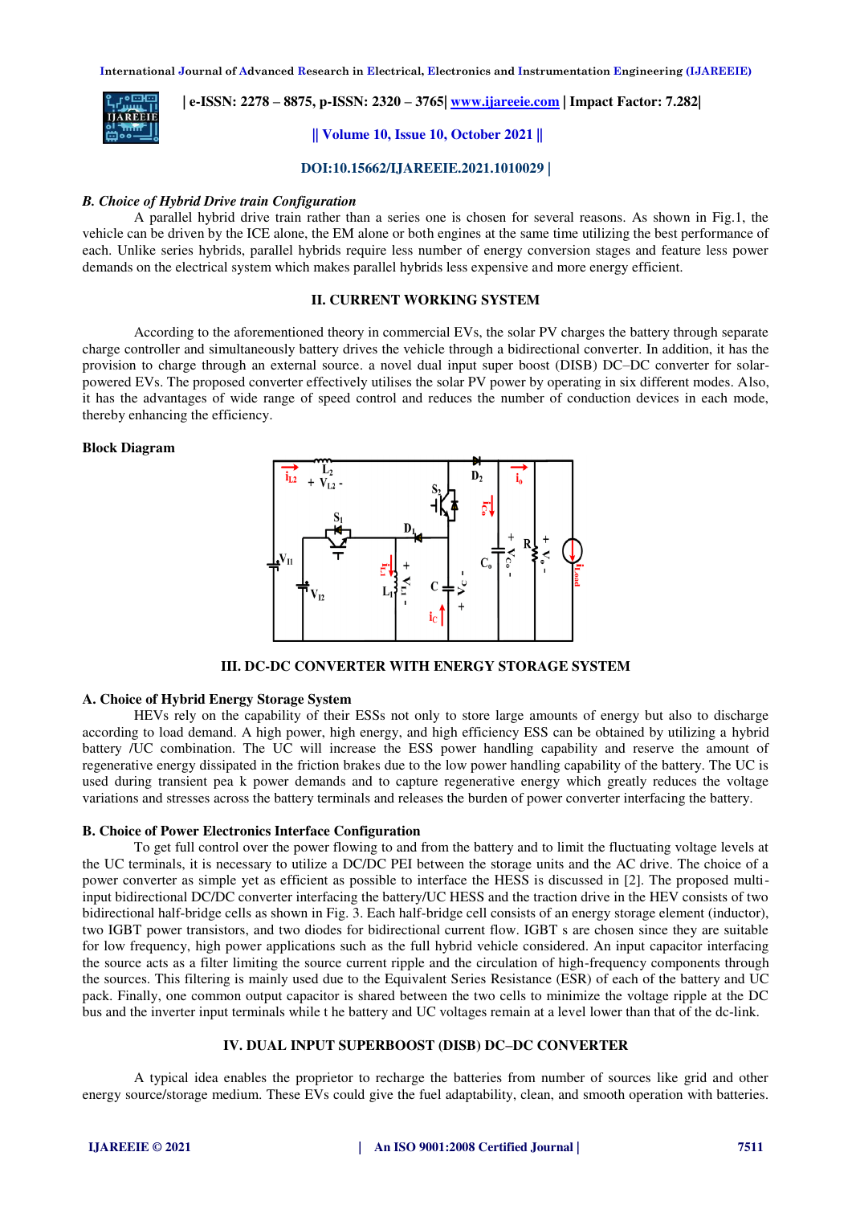### *B. Choice of Hybrid Drive train Configuration*

A parallel hybrid drive train rather than a series one is chosen for several reasons. As shown in Fig.1, the vehicle can be driven by the ICE alone, the EM alone or both engines at the same time utilizing the best performance of each. Unlike series hybrids, parallel hybrids require less number of energy conversion stages and feature less power demands on the electrical system which makes parallel hybrids less expensive and more energy efficient.

## II. CURRENT WORKING SYSTEM

According to the aforementioned theory in commercial EVs, the solar PV charges the battery through separate charge controller and simultaneously battery drives the vehicle through a bidirectional converter. In addition, it has the provision to charge through an external source. a novel dual input super boost (DISB) DC–DC converter for solar-powered EVs. The proposed converter effectively utilises the solar PV power by operating in six different modes. Also, it has the advantages of wide range of speed control and reduces the number of conduction devices in each mode, thereby enhancing the efficiency.

**Block Diagram**

## III. DC-DC CONVERTER WITH ENERGY STORAGE SYSTEM

### A. Choice of Hybrid Energy Storage System

HEVs rely on the capability of their ESSs not only to store large amounts of energy but also to discharge according to load demand. A high power, high energy, and high efficiency ESS can be obtained by utilizing a hybrid battery /UC combination. The UC will increase the ESS power handling capability and reserve the amount of regenerative energy dissipated in the friction brakes due to the low power handling capability of the battery. The UC is used during transient pea k power demands and to capture regenerative energy which greatly reduces the voltage variations and stresses across the battery terminals and releases the burden of power converter interfacing the battery.

### B. Choice of Power Electronics Interface Configuration

To get full control over the power flowing to and from the battery and to limit the fluctuating voltage levels at the UC terminals, it is necessary to utilize a DC/DC PEI between the storage units and the AC drive. The choice of a power converter as simple yet as efficient as possible to interface the HESS is discussed in [2]. The proposed multi-input bidirectional DC/DC converter interfacing the battery/UC HESS and the traction drive in the HEV consists of two bidirectional half-bridge cells as shown in Fig. 3. Each half-bridge cell consists of an energy storage element (inductor), two IGBT power transistors, and two diodes for bidirectional current flow. IGBT s are chosen since they are suitable for low frequency, high power applications such as the full hybrid vehicle considered. An input capacitor interfacing the source acts as a filter limiting the source current ripple and the circulation of high-frequency components through the sources. This filtering is mainly used due to the Equivalent Series Resistance (ESR) of each of the battery and UC pack. Finally, one common output capacitor is shared between the two cells to minimize the voltage ripple at the DC bus and the inverter input terminals while t he battery and UC voltages remain at a level lower than that of the dc-link.

## IV. DUAL INPUT SUPERBOOST (DISB) DC–DC CONVERTER

A typical idea enables the proprietor to recharge the batteries from number of sources like grid and other energy source/storage medium. These EVs could give the fuel adaptability, clean, and smooth operation with batteries.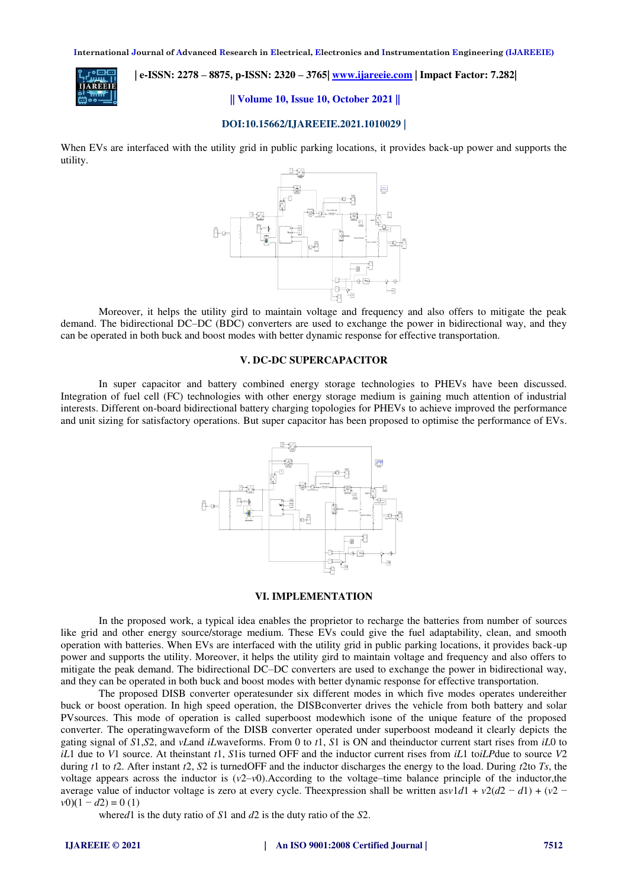When EVs are interfaced with the utility grid in public parking locations, it provides back-up power and supports the utility.

Moreover, it helps the utility gird to maintain voltage and frequency and also offers to mitigate the peak demand. The bidirectional DC–DC (BDC) converters are used to exchange the power in bidirectional way, and they can be operated in both buck and boost modes with better dynamic response for effective transportation.

## V. DC-DC SUPERCAPACITOR

In super capacitor and battery combined energy storage technologies to PHEVs have been discussed. Integration of fuel cell (FC) technologies with other energy storage medium is gaining much attention of industrial interests. Different on-board bidirectional battery charging topologies for PHEVs to achieve improved the performance and unit sizing for satisfactory operations. But super capacitor has been proposed to optimise the performance of EVs.

## VI. IMPLEMENTATION

In the proposed work, a typical idea enables the proprietor to recharge the batteries from number of sources like grid and other energy source/storage medium. These EVs could give the fuel adaptability, clean, and smooth operation with batteries. When EVs are interfaced with the utility grid in public parking locations, it provides back-up power and supports the utility. Moreover, it helps the utility gird to maintain voltage and frequency and also offers to mitigate the peak demand. The bidirectional DC–DC converters are used to exchange the power in bidirectional way, and they can be operated in both buck and boost modes with better dynamic response for effective transportation.

The proposed DISB converter operatesunder six different modes in which five modes operates undereither buck or boost operation. In high speed operation, the DISBconverter drives the vehicle from both battery and solar PVsources. This mode of operation is called superboost modewhich isone of the unique feature of the proposed converter. The operatingwaveform of the DISB converter operated under superboost modeand it clearly depicts the gating signal of $S1$,$S2$, and $vL$and $iL$waveforms. From 0 to $t1$, $S1$ is ON and theinductor current start rises from $iL0$ to $iL1$ due to $V1$ source. At theinstant $t1$, $S1$is turned OFF and the inductor current rises from $iL1$ to$iLP$due to source $V2$ during $t1$ to $t2$. After instant $t2$, $S2$ is turnedOFF and the inductor discharges the energy to the load. During $t2$to $Ts$, the voltage appears across the inductor is ($v2$–$v0$).According to the voltage–time balance principle of the inductor,the average value of inductor voltage is zero at every cycle. Theexpression shall be written as$v1d1 + v2(d2 - d1) + (v2 - v0)(1 - d2) = 0$ (1)

where$d1$ is the duty ratio of $S1$ and $d2$ is the duty ratio of the $S2$.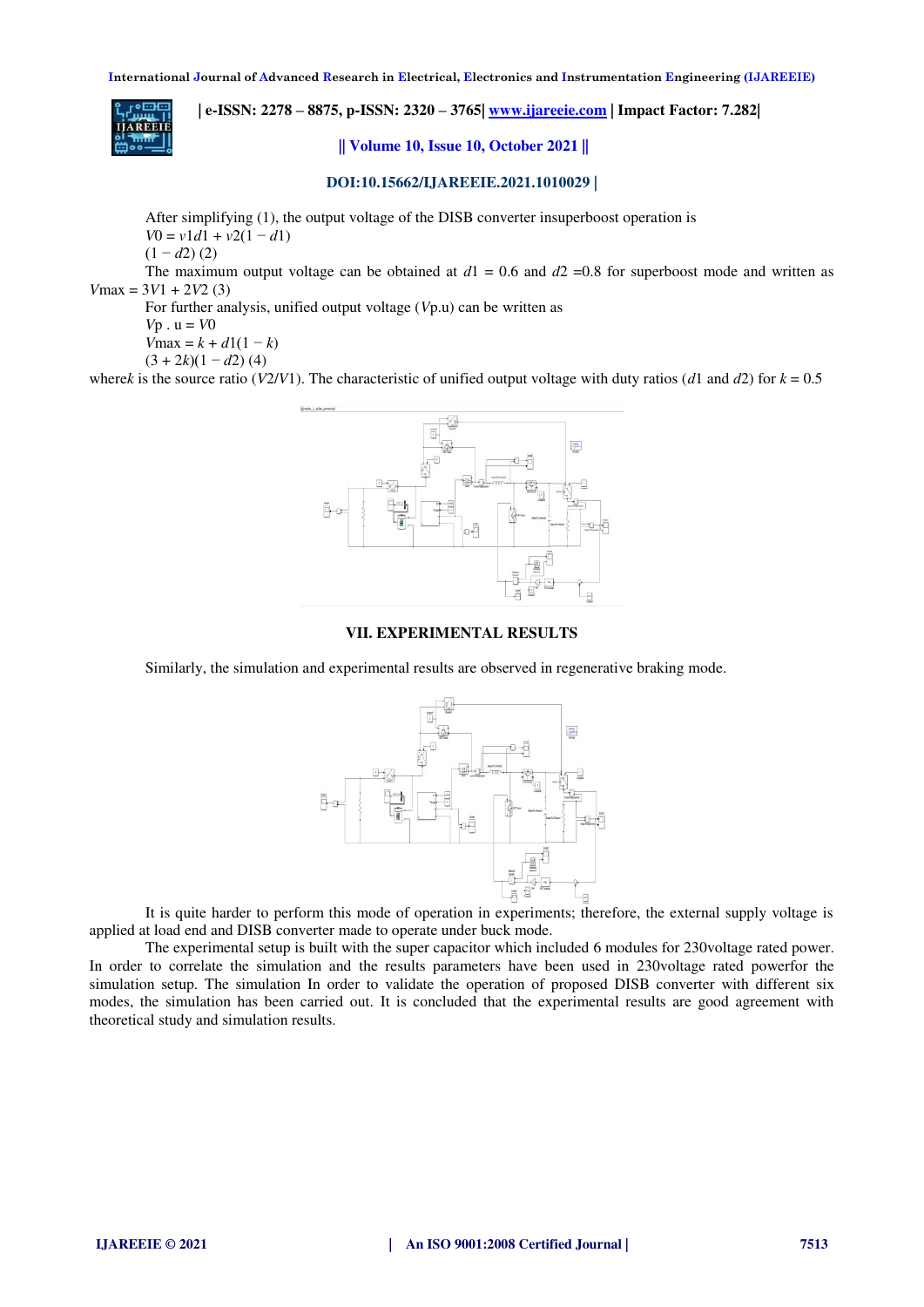After simplifying (1), the output voltage of the DISB converter insuperboost operation is

$V0 = v1d1 + v2(1 - d1)$

$(1 - d2)$ (2)

The maximum output voltage can be obtained at $d1 = 0.6$ and $d2 = 0.8$ for superboost mode and written as $V\max = 3V1 + 2V2$ (3)

For further analysis, unified output voltage ($Vp.u$) can be written as

$Vp.u = V0$

$V\max = k + d1(1 - k)$

$(3 + 2k)(1 - d2)$ (4)

where$k$ is the source ratio ($V2/V1$). The characteristic of unified output voltage with duty ratios ($d1$ and $d2$) for $k = 0.5$

## VII. EXPERIMENTAL RESULTS

Similarly, the simulation and experimental results are observed in regenerative braking mode.

It is quite harder to perform this mode of operation in experiments; therefore, the external supply voltage is applied at load end and DISB converter made to operate under buck mode.

The experimental setup is built with the super capacitor which included 6 modules for 230voltage rated power. In order to correlate the simulation and the results parameters have been used in 230voltage rated powerfor the simulation setup. The simulation In order to validate the operation of proposed DISB converter with different six modes, the simulation has been carried out. It is concluded that the experimental results are good agreement with theoretical study and simulation results.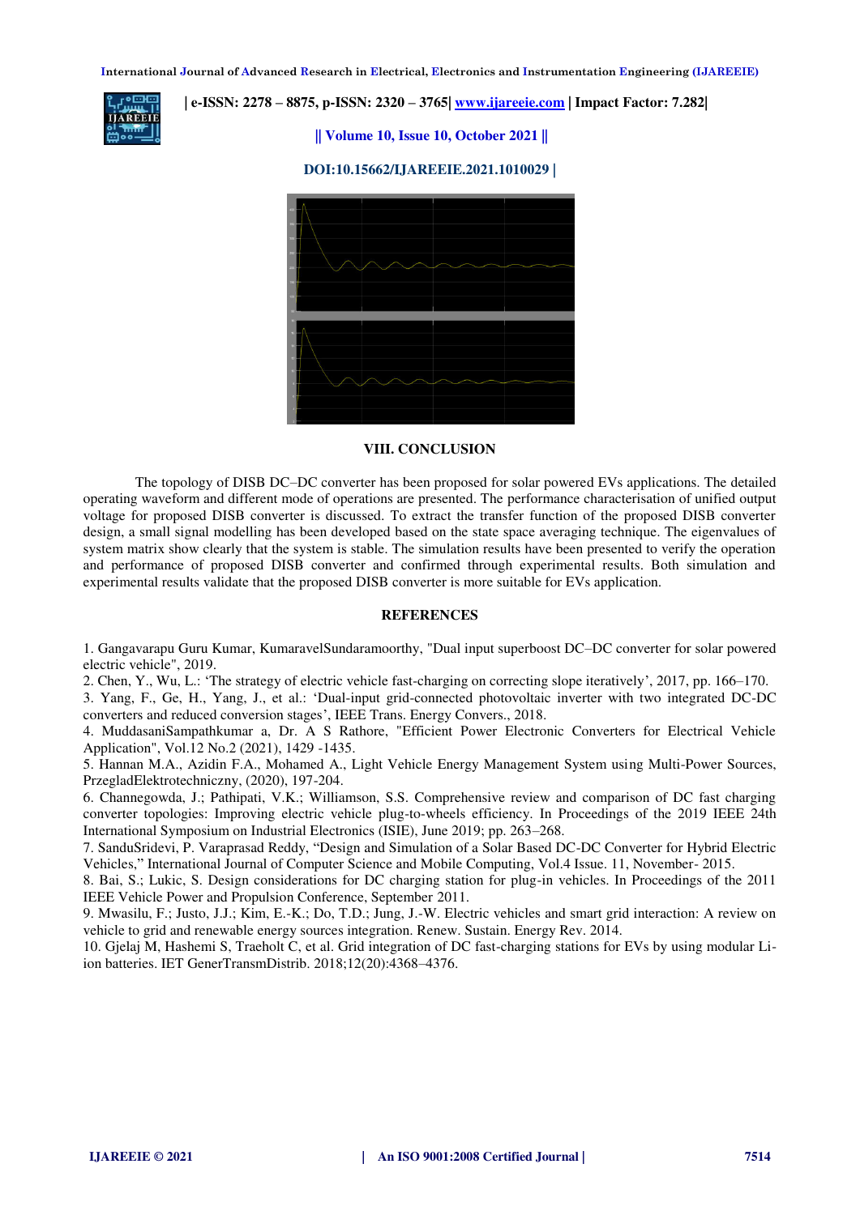## VIII. CONCLUSION

The topology of DISB DC–DC converter has been proposed for solar powered EVs applications. The detailed operating waveform and different mode of operations are presented. The performance characterisation of unified output voltage for proposed DISB converter is discussed. To extract the transfer function of the proposed DISB converter design, a small signal modelling has been developed based on the state space averaging technique. The eigenvalues of system matrix show clearly that the system is stable. The simulation results have been presented to verify the operation and performance of proposed DISB converter and confirmed through experimental results. Both simulation and experimental results validate that the proposed DISB converter is more suitable for EVs application.

## REFERENCES

1. Gangavarapu Guru Kumar, KumaravelSundaramoorthy, "Dual input superboost DC–DC converter for solar powered electric vehicle", 2019.
2. Chen, Y., Wu, L.: 'The strategy of electric vehicle fast-charging on correcting slope iteratively', 2017, pp. 166–170.
3. Yang, F., Ge, H., Yang, J., et al.: 'Dual-input grid-connected photovoltaic inverter with two integrated DC-DC converters and reduced conversion stages', IEEE Trans. Energy Convers., 2018.
4. MuddasaniSampathkumar a, Dr. A S Rathore, "Efficient Power Electronic Converters for Electrical Vehicle Application", Vol.12 No.2 (2021), 1429 -1435.
5. Hannan M.A., Azidin F.A., Mohamed A., Light Vehicle Energy Management System using Multi-Power Sources, PrzegladElektrotechniczny, (2020), 197-204.
6. Channegowda, J.; Pathipati, V.K.; Williamson, S.S. Comprehensive review and comparison of DC fast charging converter topologies: Improving electric vehicle plug-to-wheels efficiency. In Proceedings of the 2019 IEEE 24th International Symposium on Industrial Electronics (ISIE), June 2019; pp. 263–268.
7. SanduSridevi, P. Varaprasad Reddy, "Design and Simulation of a Solar Based DC-DC Converter for Hybrid Electric Vehicles," International Journal of Computer Science and Mobile Computing, Vol.4 Issue. 11, November- 2015.
8. Bai, S.; Lukic, S. Design considerations for DC charging station for plug-in vehicles. In Proceedings of the 2011 IEEE Vehicle Power and Propulsion Conference, September 2011.
9. Mwasilu, F.; Justo, J.J.; Kim, E.-K.; Do, T.D.; Jung, J.-W. Electric vehicles and smart grid interaction: A review on vehicle to grid and renewable energy sources integration. Renew. Sustain. Energy Rev. 2014.
10. Gjelaj M, Hashemi S, Traeholt C, et al. Grid integration of DC fast-charging stations for EVs by using modular Li-ion batteries. IET GenerTransmDistrib. 2018;12(20):4368–4376.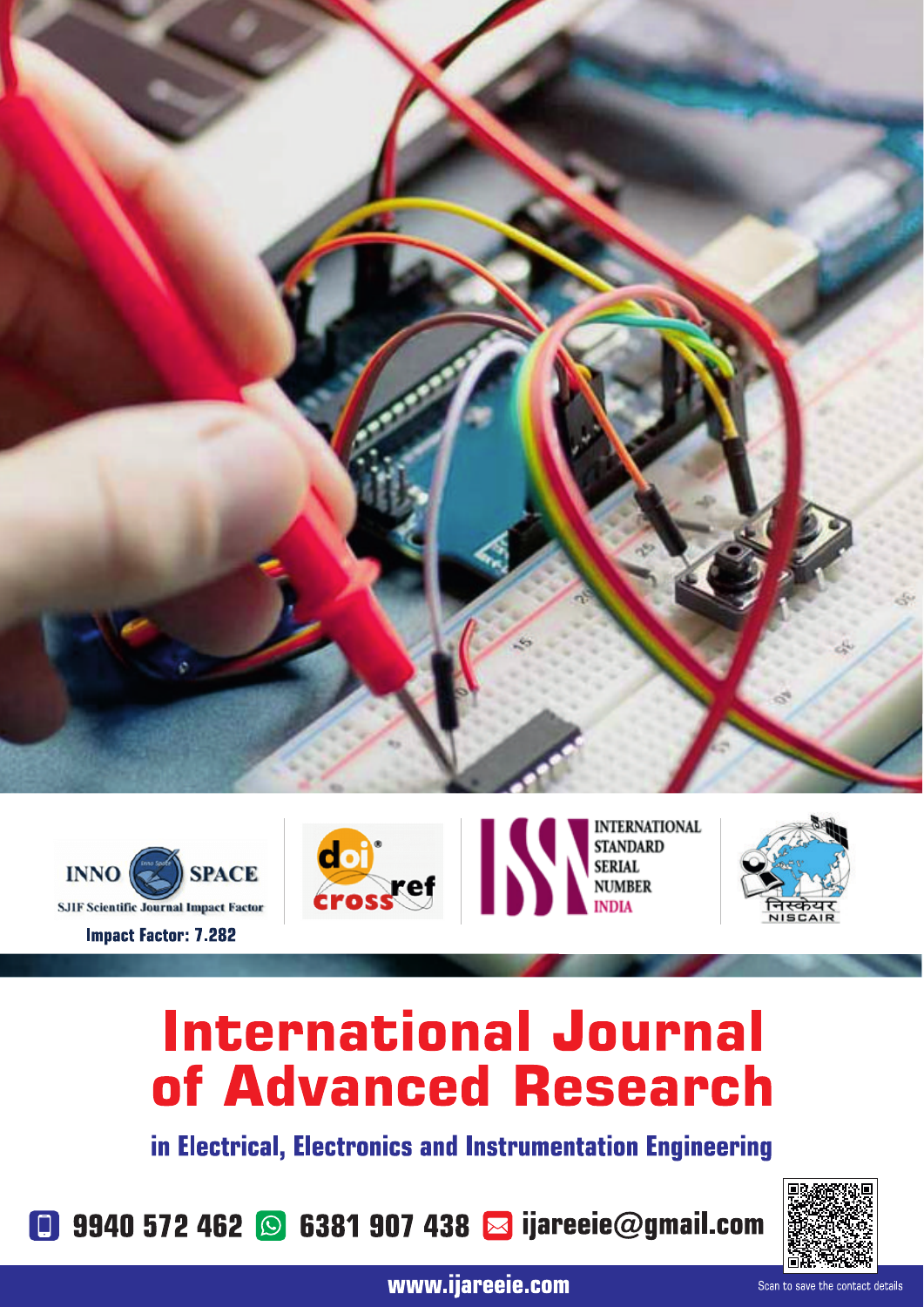INNO SPACE

SJIF Scientific Journal Impact Factor

**Impact Factor: 7.282**

INTERNATIONAL STANDARD SERIAL NUMBER INDIA

निस्केयर NISCAIR

# International Journal of Advanced Research

## in Electrical, Electronics and Instrumentation Engineering

9940 572 462 | 6381 907 438 | ijareeie@gmail.com

**www.ijareeie.com**

Scan to save the contact details